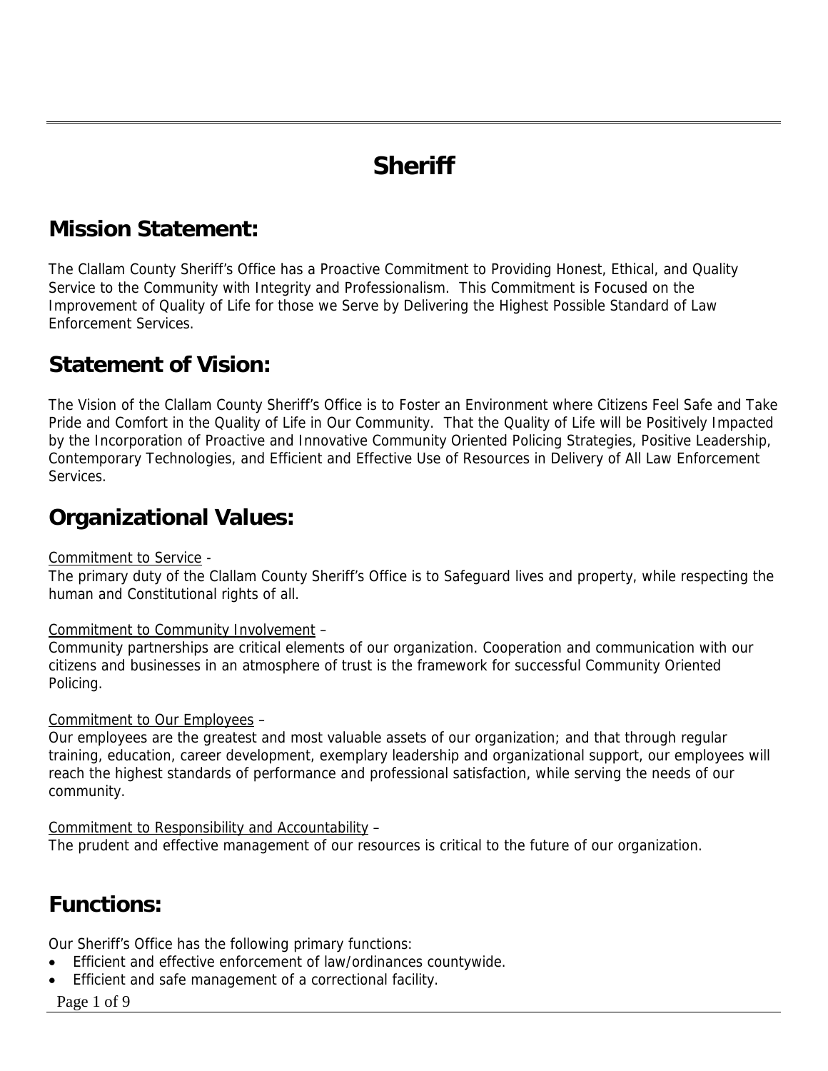# Sheriff

## Mission Statement:

The Clallam County Sheriff's Office has a Proactive Commitment to Providing Honest, Ethical, and Quality Service to the Community with Integrity and Professionalism. This Commitment is Focused on the Improvement of Quality of Life for those we Serve by Delivering the Highest Possible Standard of Law Enforcement Services.

## Statement of Vision:

The Vision of the Clallam County Sheriff's Office is to Foster an Environment where Citizens Feel Safe and Take Pride and Comfort in the Quality of Life in Our Community. That the Quality of Life will be Positively Impacted by the Incorporation of Proactive and Innovative Community Oriented Policing Strategies, Positive Leadership, Contemporary Technologies, and Efficient and Effective Use of Resources in Delivery of All Law Enforcement Services.

## Organizational Values:

<u>Commitment to Service</u> -
The primary duty of the Clallam County Sheriff's Office is to Safeguard lives and property, while respecting the human and Constitutional rights of all.

<u>Commitment to Community Involvement</u> –
Community partnerships are critical elements of our organization. Cooperation and communication with our citizens and businesses in an atmosphere of trust is the framework for successful Community Oriented Policing.

<u>Commitment to Our Employees</u> –
Our employees are the greatest and most valuable assets of our organization; and that through regular training, education, career development, exemplary leadership and organizational support, our employees will reach the highest standards of performance and professional satisfaction, while serving the needs of our community.

<u>Commitment to Responsibility and Accountability</u> –
The prudent and effective management of our resources is critical to the future of our organization.

## Functions:

Our Sheriff's Office has the following primary functions:

- Efficient and effective enforcement of law/ordinances countywide.
- Efficient and safe management of a correctional facility.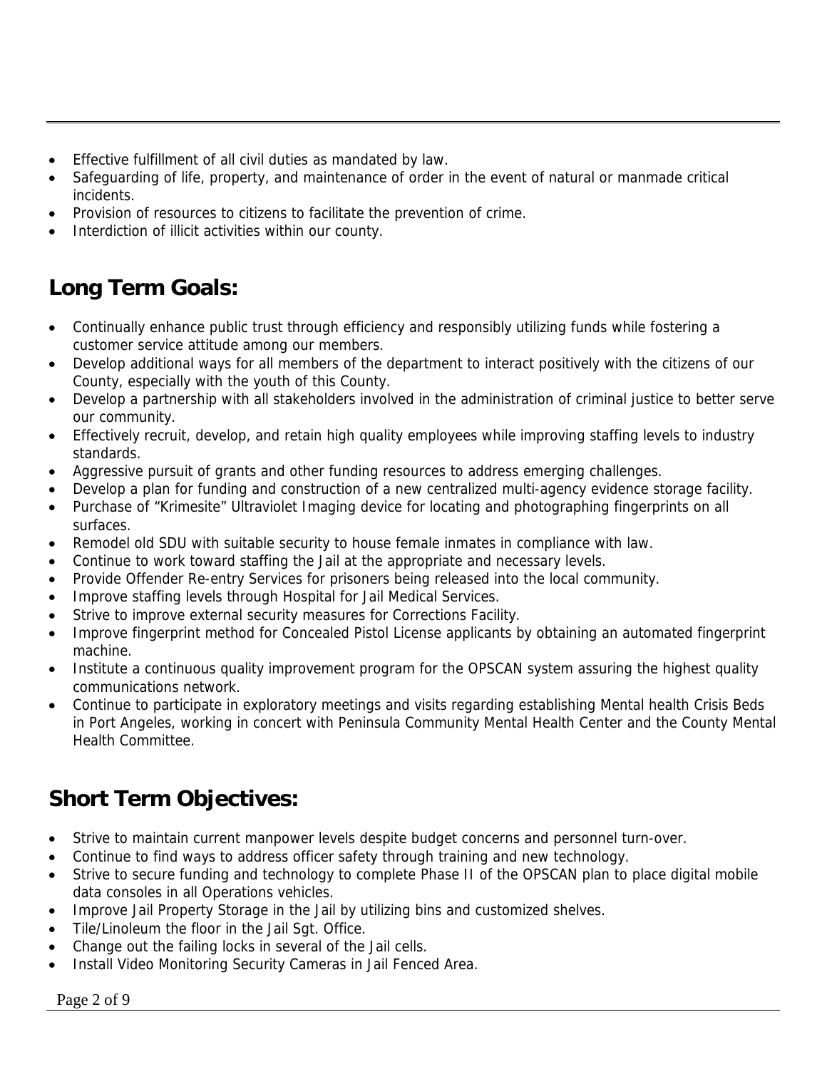- Effective fulfillment of all civil duties as mandated by law.
- Safeguarding of life, property, and maintenance of order in the event of natural or manmade critical incidents.
- Provision of resources to citizens to facilitate the prevention of crime.
- Interdiction of illicit activities within our county.

## Long Term Goals:

- Continually enhance public trust through efficiency and responsibly utilizing funds while fostering a customer service attitude among our members.
- Develop additional ways for all members of the department to interact positively with the citizens of our County, especially with the youth of this County.
- Develop a partnership with all stakeholders involved in the administration of criminal justice to better serve our community.
- Effectively recruit, develop, and retain high quality employees while improving staffing levels to industry standards.
- Aggressive pursuit of grants and other funding resources to address emerging challenges.
- Develop a plan for funding and construction of a new centralized multi-agency evidence storage facility.
- Purchase of "Krimesite" Ultraviolet Imaging device for locating and photographing fingerprints on all surfaces.
- Remodel old SDU with suitable security to house female inmates in compliance with law.
- Continue to work toward staffing the Jail at the appropriate and necessary levels.
- Provide Offender Re-entry Services for prisoners being released into the local community.
- Improve staffing levels through Hospital for Jail Medical Services.
- Strive to improve external security measures for Corrections Facility.
- Improve fingerprint method for Concealed Pistol License applicants by obtaining an automated fingerprint machine.
- Institute a continuous quality improvement program for the OPSCAN system assuring the highest quality communications network.
- Continue to participate in exploratory meetings and visits regarding establishing Mental health Crisis Beds in Port Angeles, working in concert with Peninsula Community Mental Health Center and the County Mental Health Committee.

## Short Term Objectives:

- Strive to maintain current manpower levels despite budget concerns and personnel turn-over.
- Continue to find ways to address officer safety through training and new technology.
- Strive to secure funding and technology to complete Phase II of the OPSCAN plan to place digital mobile data consoles in all Operations vehicles.
- Improve Jail Property Storage in the Jail by utilizing bins and customized shelves.
- Tile/Linoleum the floor in the Jail Sgt. Office.
- Change out the failing locks in several of the Jail cells.
- Install Video Monitoring Security Cameras in Jail Fenced Area.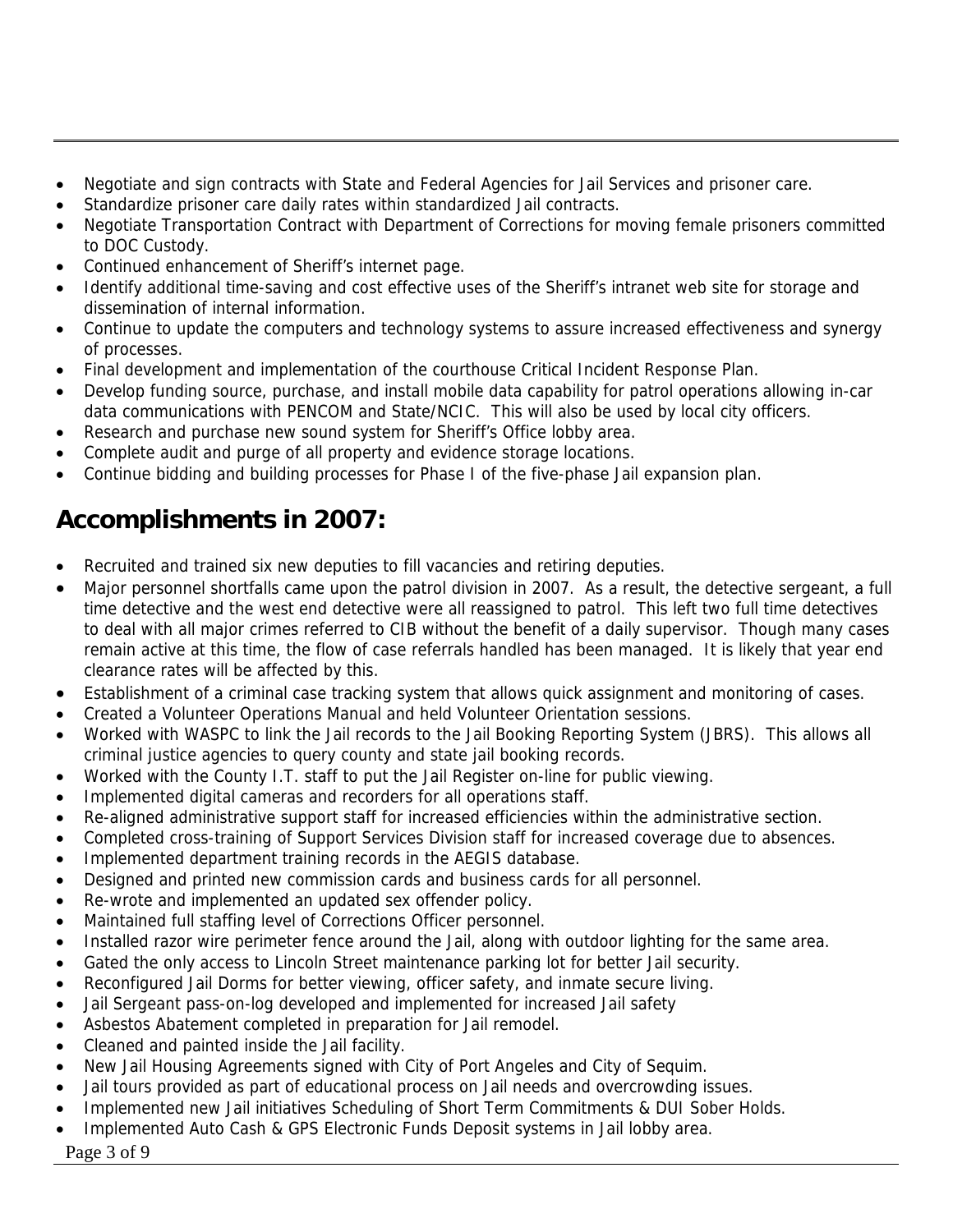- Negotiate and sign contracts with State and Federal Agencies for Jail Services and prisoner care.
- Standardize prisoner care daily rates within standardized Jail contracts.
- Negotiate Transportation Contract with Department of Corrections for moving female prisoners committed to DOC Custody.
- Continued enhancement of Sheriff's internet page.
- Identify additional time-saving and cost effective uses of the Sheriff's intranet web site for storage and dissemination of internal information.
- Continue to update the computers and technology systems to assure increased effectiveness and synergy of processes.
- Final development and implementation of the courthouse Critical Incident Response Plan.
- Develop funding source, purchase, and install mobile data capability for patrol operations allowing in-car data communications with PENCOM and State/NCIC. This will also be used by local city officers.
- Research and purchase new sound system for Sheriff's Office lobby area.
- Complete audit and purge of all property and evidence storage locations.
- Continue bidding and building processes for Phase I of the five-phase Jail expansion plan.

## Accomplishments in 2007:

- Recruited and trained six new deputies to fill vacancies and retiring deputies.
- Major personnel shortfalls came upon the patrol division in 2007. As a result, the detective sergeant, a full time detective and the west end detective were all reassigned to patrol. This left two full time detectives to deal with all major crimes referred to CIB without the benefit of a daily supervisor. Though many cases remain active at this time, the flow of case referrals handled has been managed. It is likely that year end clearance rates will be affected by this.
- Establishment of a criminal case tracking system that allows quick assignment and monitoring of cases.
- Created a Volunteer Operations Manual and held Volunteer Orientation sessions.
- Worked with WASPC to link the Jail records to the Jail Booking Reporting System (JBRS). This allows all criminal justice agencies to query county and state jail booking records.
- Worked with the County I.T. staff to put the Jail Register on-line for public viewing.
- Implemented digital cameras and recorders for all operations staff.
- Re-aligned administrative support staff for increased efficiencies within the administrative section.
- Completed cross-training of Support Services Division staff for increased coverage due to absences.
- Implemented department training records in the AEGIS database.
- Designed and printed new commission cards and business cards for all personnel.
- Re-wrote and implemented an updated sex offender policy.
- Maintained full staffing level of Corrections Officer personnel.
- Installed razor wire perimeter fence around the Jail, along with outdoor lighting for the same area.
- Gated the only access to Lincoln Street maintenance parking lot for better Jail security.
- Reconfigured Jail Dorms for better viewing, officer safety, and inmate secure living.
- Jail Sergeant pass-on-log developed and implemented for increased Jail safety
- Asbestos Abatement completed in preparation for Jail remodel.
- Cleaned and painted inside the Jail facility.
- New Jail Housing Agreements signed with City of Port Angeles and City of Sequim.
- Jail tours provided as part of educational process on Jail needs and overcrowding issues.
- Implemented new Jail initiatives Scheduling of Short Term Commitments & DUI Sober Holds.
- Implemented Auto Cash & GPS Electronic Funds Deposit systems in Jail lobby area.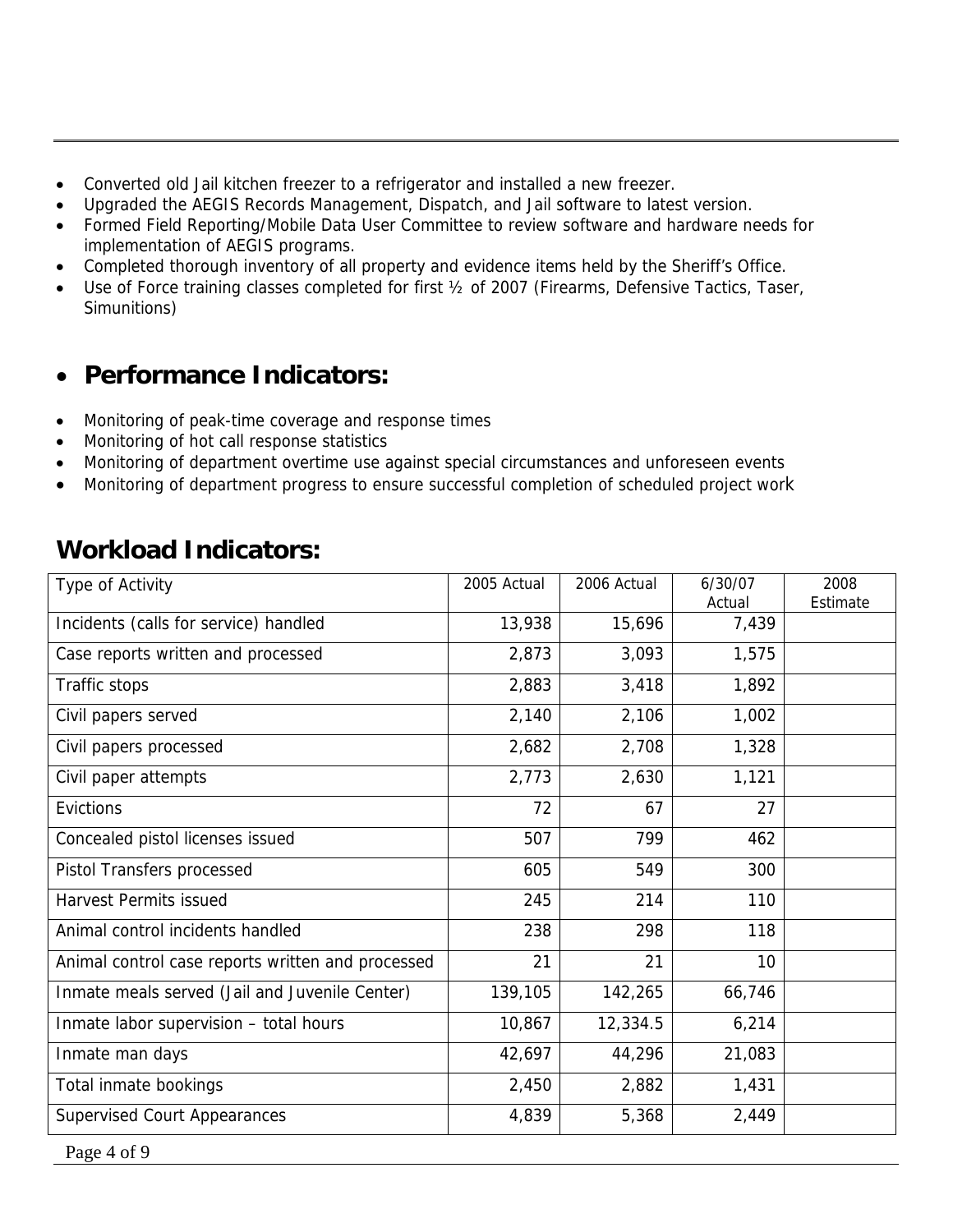- Converted old Jail kitchen freezer to a refrigerator and installed a new freezer.
- Upgraded the AEGIS Records Management, Dispatch, and Jail software to latest version.
- Formed Field Reporting/Mobile Data User Committee to review software and hardware needs for implementation of AEGIS programs.
- Completed thorough inventory of all property and evidence items held by the Sheriff's Office.
- Use of Force training classes completed for first ½ of 2007 (Firearms, Defensive Tactics, Taser, Simunitions)

## Performance Indicators:

- Monitoring of peak-time coverage and response times
- Monitoring of hot call response statistics
- Monitoring of department overtime use against special circumstances and unforeseen events
- Monitoring of department progress to ensure successful completion of scheduled project work

## Workload Indicators:

| Type of Activity | 2005 Actual | 2006 Actual | 6/30/07 Actual | 2008 Estimate |
|---|---|---|---|---|
| Incidents (calls for service) handled | 13,938 | 15,696 | 7,439 | |
| Case reports written and processed | 2,873 | 3,093 | 1,575 | |
| Traffic stops | 2,883 | 3,418 | 1,892 | |
| Civil papers served | 2,140 | 2,106 | 1,002 | |
| Civil papers processed | 2,682 | 2,708 | 1,328 | |
| Civil paper attempts | 2,773 | 2,630 | 1,121 | |
| Evictions | 72 | 67 | 27 | |
| Concealed pistol licenses issued | 507 | 799 | 462 | |
| Pistol Transfers processed | 605 | 549 | 300 | |
| Harvest Permits issued | 245 | 214 | 110 | |
| Animal control incidents handled | 238 | 298 | 118 | |
| Animal control case reports written and processed | 21 | 21 | 10 | |
| Inmate meals served (Jail and Juvenile Center) | 139,105 | 142,265 | 66,746 | |
| Inmate labor supervision – total hours | 10,867 | 12,334.5 | 6,214 | |
| Inmate man days | 42,697 | 44,296 | 21,083 | |
| Total inmate bookings | 2,450 | 2,882 | 1,431 | |
| Supervised Court Appearances | 4,839 | 5,368 | 2,449 | |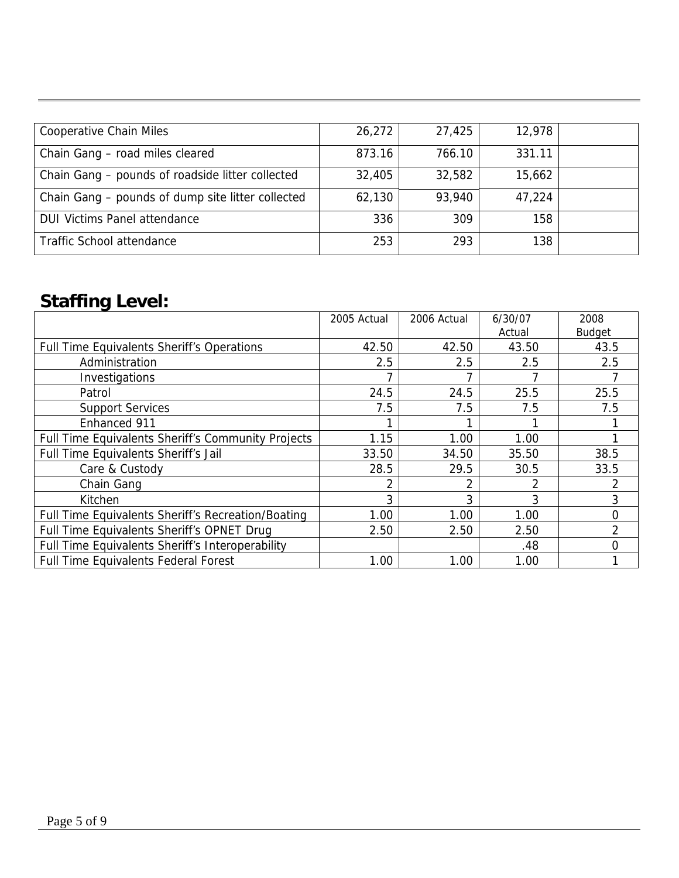| | | | | |
|---|---|---|---|---|
| Cooperative Chain Miles | 26,272 | 27,425 | 12,978 | |
| Chain Gang – road miles cleared | 873.16 | 766.10 | 331.11 | |
| Chain Gang – pounds of roadside litter collected | 32,405 | 32,582 | 15,662 | |
| Chain Gang – pounds of dump site litter collected | 62,130 | 93,940 | 47,224 | |
| DUI Victims Panel attendance | 336 | 309 | 158 | |
| Traffic School attendance | 253 | 293 | 138 | |

## Staffing Level:

| | 2005 Actual | 2006 Actual | 6/30/07 Actual | 2008 Budget |
|---|---|---|---|---|
| Full Time Equivalents Sheriff's Operations | 42.50 | 42.50 | 43.50 | 43.5 |
| Administration | 2.5 | 2.5 | 2.5 | 2.5 |
| Investigations | 7 | 7 | 7 | 7 |
| Patrol | 24.5 | 24.5 | 25.5 | 25.5 |
| Support Services | 7.5 | 7.5 | 7.5 | 7.5 |
| Enhanced 911 | 1 | 1 | 1 | 1 |
| Full Time Equivalents Sheriff's Community Projects | 1.15 | 1.00 | 1.00 | 1 |
| Full Time Equivalents Sheriff's Jail | 33.50 | 34.50 | 35.50 | 38.5 |
| Care & Custody | 28.5 | 29.5 | 30.5 | 33.5 |
| Chain Gang | 2 | 2 | 2 | 2 |
| Kitchen | 3 | 3 | 3 | 3 |
| Full Time Equivalents Sheriff's Recreation/Boating | 1.00 | 1.00 | 1.00 | 0 |
| Full Time Equivalents Sheriff's OPNET Drug | 2.50 | 2.50 | 2.50 | 2 |
| Full Time Equivalents Sheriff's Interoperability | | | .48 | 0 |
| Full Time Equivalents Federal Forest | 1.00 | 1.00 | 1.00 | 1 |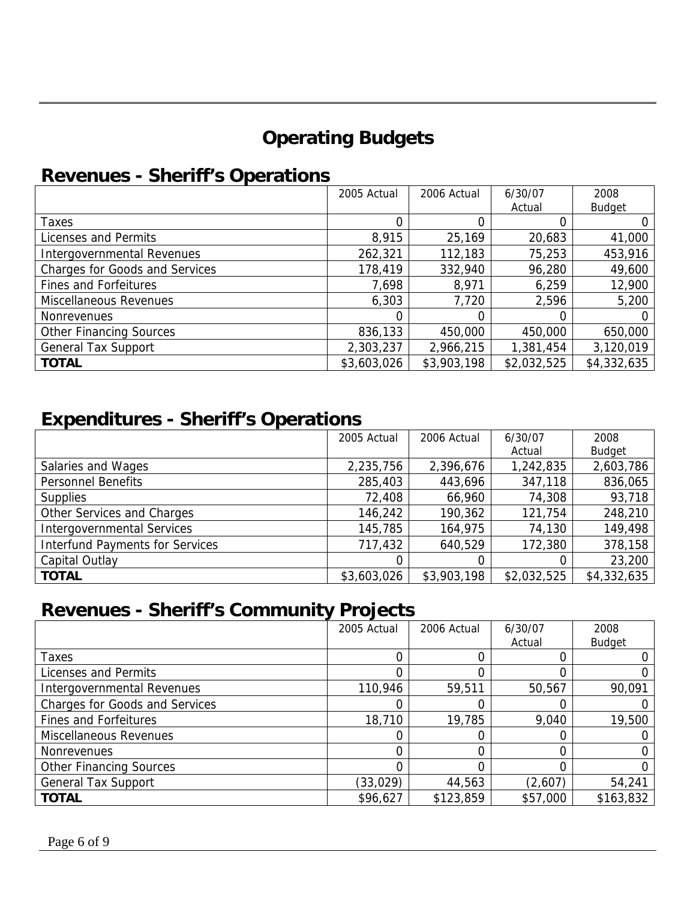# Operating Budgets

## Revenues - Sheriff's Operations

| | 2005 Actual | 2006 Actual | 6/30/07 Actual | 2008 Budget |
|---|---|---|---|---|
| Taxes | 0 | 0 | 0 | 0 |
| Licenses and Permits | 8,915 | 25,169 | 20,683 | 41,000 |
| Intergovernmental Revenues | 262,321 | 112,183 | 75,253 | 453,916 |
| Charges for Goods and Services | 178,419 | 332,940 | 96,280 | 49,600 |
| Fines and Forfeitures | 7,698 | 8,971 | 6,259 | 12,900 |
| Miscellaneous Revenues | 6,303 | 7,720 | 2,596 | 5,200 |
| Nonrevenues | 0 | 0 | 0 | 0 |
| Other Financing Sources | 836,133 | 450,000 | 450,000 | 650,000 |
| General Tax Support | 2,303,237 | 2,966,215 | 1,381,454 | 3,120,019 |
| **TOTAL** | $3,603,026 | $3,903,198 | $2,032,525 | $4,332,635 |

## Expenditures - Sheriff's Operations

| | 2005 Actual | 2006 Actual | 6/30/07 Actual | 2008 Budget |
|---|---|---|---|---|
| Salaries and Wages | 2,235,756 | 2,396,676 | 1,242,835 | 2,603,786 |
| Personnel Benefits | 285,403 | 443,696 | 347,118 | 836,065 |
| Supplies | 72,408 | 66,960 | 74,308 | 93,718 |
| Other Services and Charges | 146,242 | 190,362 | 121,754 | 248,210 |
| Intergovernmental Services | 145,785 | 164,975 | 74,130 | 149,498 |
| Interfund Payments for Services | 717,432 | 640,529 | 172,380 | 378,158 |
| Capital Outlay | 0 | 0 | 0 | 23,200 |
| **TOTAL** | $3,603,026 | $3,903,198 | $2,032,525 | $4,332,635 |

## Revenues - Sheriff's Community Projects

| | 2005 Actual | 2006 Actual | 6/30/07 Actual | 2008 Budget |
|---|---|---|---|---|
| Taxes | 0 | 0 | 0 | 0 |
| Licenses and Permits | 0 | 0 | 0 | 0 |
| Intergovernmental Revenues | 110,946 | 59,511 | 50,567 | 90,091 |
| Charges for Goods and Services | 0 | 0 | 0 | 0 |
| Fines and Forfeitures | 18,710 | 19,785 | 9,040 | 19,500 |
| Miscellaneous Revenues | 0 | 0 | 0 | 0 |
| Nonrevenues | 0 | 0 | 0 | 0 |
| Other Financing Sources | 0 | 0 | 0 | 0 |
| General Tax Support | (33,029) | 44,563 | (2,607) | 54,241 |
| **TOTAL** | $96,627 | $123,859 | $57,000 | $163,832 |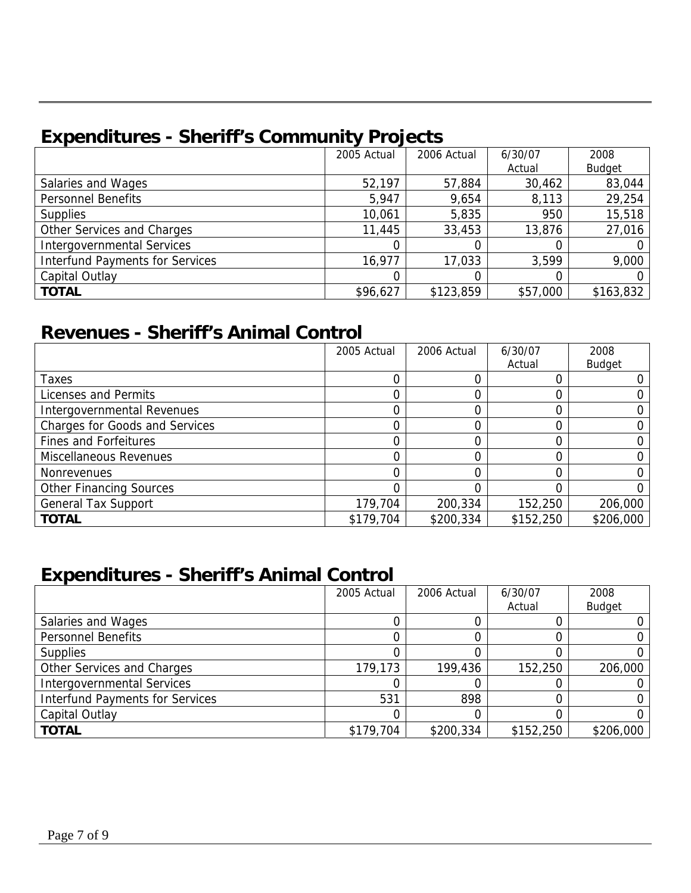## Expenditures - Sheriff's Community Projects

| | 2005 Actual | 2006 Actual | 6/30/07 Actual | 2008 Budget |
|---|---|---|---|---|
| Salaries and Wages | 52,197 | 57,884 | 30,462 | 83,044 |
| Personnel Benefits | 5,947 | 9,654 | 8,113 | 29,254 |
| Supplies | 10,061 | 5,835 | 950 | 15,518 |
| Other Services and Charges | 11,445 | 33,453 | 13,876 | 27,016 |
| Intergovernmental Services | 0 | 0 | 0 | 0 |
| Interfund Payments for Services | 16,977 | 17,033 | 3,599 | 9,000 |
| Capital Outlay | 0 | 0 | 0 | 0 |
| **TOTAL** | $96,627 | $123,859 | $57,000 | $163,832 |

## Revenues - Sheriff's Animal Control

| | 2005 Actual | 2006 Actual | 6/30/07 Actual | 2008 Budget |
|---|---|---|---|---|
| Taxes | 0 | 0 | 0 | 0 |
| Licenses and Permits | 0 | 0 | 0 | 0 |
| Intergovernmental Revenues | 0 | 0 | 0 | 0 |
| Charges for Goods and Services | 0 | 0 | 0 | 0 |
| Fines and Forfeitures | 0 | 0 | 0 | 0 |
| Miscellaneous Revenues | 0 | 0 | 0 | 0 |
| Nonrevenues | 0 | 0 | 0 | 0 |
| Other Financing Sources | 0 | 0 | 0 | 0 |
| General Tax Support | 179,704 | 200,334 | 152,250 | 206,000 |
| **TOTAL** | $179,704 | $200,334 | $152,250 | $206,000 |

## Expenditures - Sheriff's Animal Control

| | 2005 Actual | 2006 Actual | 6/30/07 Actual | 2008 Budget |
|---|---|---|---|---|
| Salaries and Wages | 0 | 0 | 0 | 0 |
| Personnel Benefits | 0 | 0 | 0 | 0 |
| Supplies | 0 | 0 | 0 | 0 |
| Other Services and Charges | 179,173 | 199,436 | 152,250 | 206,000 |
| Intergovernmental Services | 0 | 0 | 0 | 0 |
| Interfund Payments for Services | 531 | 898 | 0 | 0 |
| Capital Outlay | 0 | 0 | 0 | 0 |
| **TOTAL** | $179,704 | $200,334 | $152,250 | $206,000 |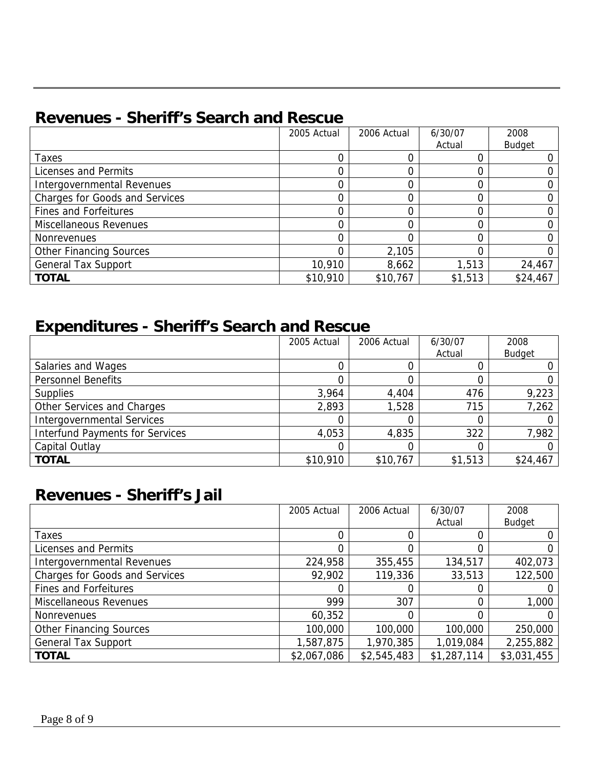## Revenues - Sheriff's Search and Rescue

| | 2005 Actual | 2006 Actual | 6/30/07 Actual | 2008 Budget |
|---|---|---|---|---|
| Taxes | 0 | 0 | 0 | 0 |
| Licenses and Permits | 0 | 0 | 0 | 0 |
| Intergovernmental Revenues | 0 | 0 | 0 | 0 |
| Charges for Goods and Services | 0 | 0 | 0 | 0 |
| Fines and Forfeitures | 0 | 0 | 0 | 0 |
| Miscellaneous Revenues | 0 | 0 | 0 | 0 |
| Nonrevenues | 0 | 0 | 0 | 0 |
| Other Financing Sources | 0 | 2,105 | 0 | 0 |
| General Tax Support | 10,910 | 8,662 | 1,513 | 24,467 |
| **TOTAL** | $10,910 | $10,767 | $1,513 | $24,467 |

## Expenditures - Sheriff's Search and Rescue

| | 2005 Actual | 2006 Actual | 6/30/07 Actual | 2008 Budget |
|---|---|---|---|---|
| Salaries and Wages | 0 | 0 | 0 | 0 |
| Personnel Benefits | 0 | 0 | 0 | 0 |
| Supplies | 3,964 | 4,404 | 476 | 9,223 |
| Other Services and Charges | 2,893 | 1,528 | 715 | 7,262 |
| Intergovernmental Services | 0 | 0 | 0 | 0 |
| Interfund Payments for Services | 4,053 | 4,835 | 322 | 7,982 |
| Capital Outlay | 0 | 0 | 0 | 0 |
| **TOTAL** | $10,910 | $10,767 | $1,513 | $24,467 |

## Revenues - Sheriff's Jail

| | 2005 Actual | 2006 Actual | 6/30/07 Actual | 2008 Budget |
|---|---|---|---|---|
| Taxes | 0 | 0 | 0 | 0 |
| Licenses and Permits | 0 | 0 | 0 | 0 |
| Intergovernmental Revenues | 224,958 | 355,455 | 134,517 | 402,073 |
| Charges for Goods and Services | 92,902 | 119,336 | 33,513 | 122,500 |
| Fines and Forfeitures | 0 | 0 | 0 | 0 |
| Miscellaneous Revenues | 999 | 307 | 0 | 1,000 |
| Nonrevenues | 60,352 | 0 | 0 | 0 |
| Other Financing Sources | 100,000 | 100,000 | 100,000 | 250,000 |
| General Tax Support | 1,587,875 | 1,970,385 | 1,019,084 | 2,255,882 |
| **TOTAL** | $2,067,086 | $2,545,483 | $1,287,114 | $3,031,455 |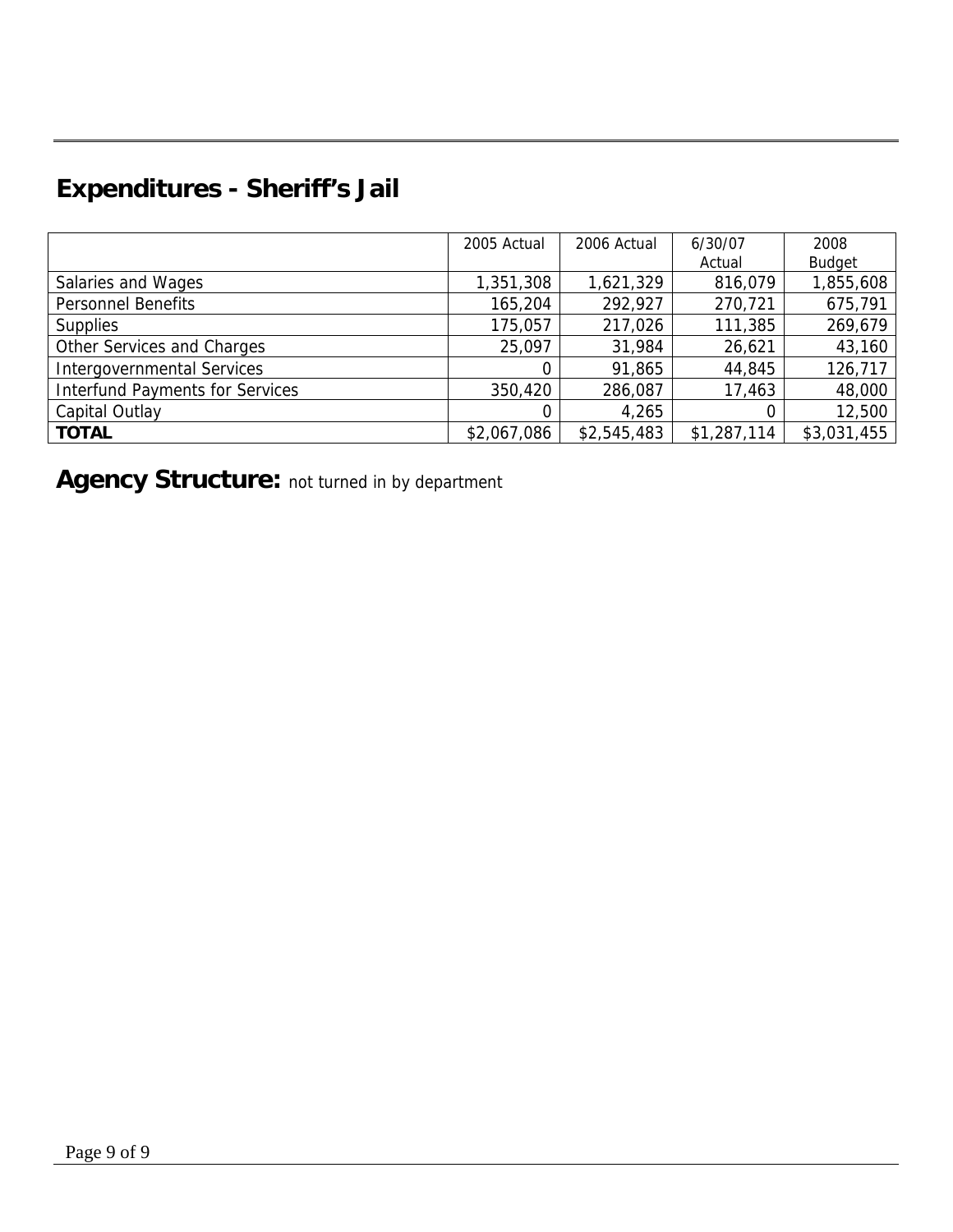## Expenditures - Sheriff's Jail

| | 2005 Actual | 2006 Actual | 6/30/07 Actual | 2008 Budget |
|---|---|---|---|---|
| Salaries and Wages | 1,351,308 | 1,621,329 | 816,079 | 1,855,608 |
| Personnel Benefits | 165,204 | 292,927 | 270,721 | 675,791 |
| Supplies | 175,057 | 217,026 | 111,385 | 269,679 |
| Other Services and Charges | 25,097 | 31,984 | 26,621 | 43,160 |
| Intergovernmental Services | 0 | 91,865 | 44,845 | 126,717 |
| Interfund Payments for Services | 350,420 | 286,087 | 17,463 | 48,000 |
| Capital Outlay | 0 | 4,265 | 0 | 12,500 |
| **TOTAL** | $2,067,086 | $2,545,483 | $1,287,114 | $3,031,455 |

**Agency Structure:** not turned in by department